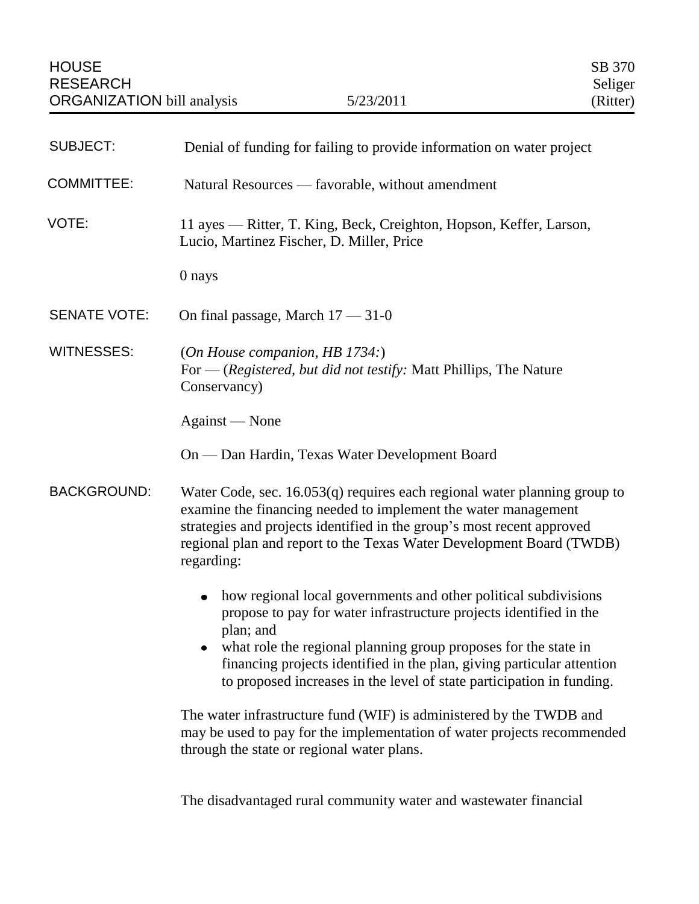HOUSE RESEARCH ORGANIZATION bill analysis — 5/23/2011 — SB 370 Seliger (Ritter)

**SUBJECT:** Denial of funding for failing to provide information on water project

**COMMITTEE:** Natural Resources — favorable, without amendment

**VOTE:** 11 ayes — Ritter, T. King, Beck, Creighton, Hopson, Keffer, Larson, Lucio, Martinez Fischer, D. Miller, Price

0 nays

**SENATE VOTE:** On final passage, March 17 — 31-0

**WITNESSES:** (*On House companion, HB 1734:*)
For — (*Registered, but did not testify:* Matt Phillips, The Nature Conservancy)

Against — None

On — Dan Hardin, Texas Water Development Board

**BACKGROUND:** Water Code, sec. 16.053(q) requires each regional water planning group to examine the financing needed to implement the water management strategies and projects identified in the group's most recent approved regional plan and report to the Texas Water Development Board (TWDB) regarding:

- how regional local governments and other political subdivisions propose to pay for water infrastructure projects identified in the plan; and
- what role the regional planning group proposes for the state in financing projects identified in the plan, giving particular attention to proposed increases in the level of state participation in funding.

The water infrastructure fund (WIF) is administered by the TWDB and may be used to pay for the implementation of water projects recommended through the state or regional water plans.

The disadvantaged rural community water and wastewater financial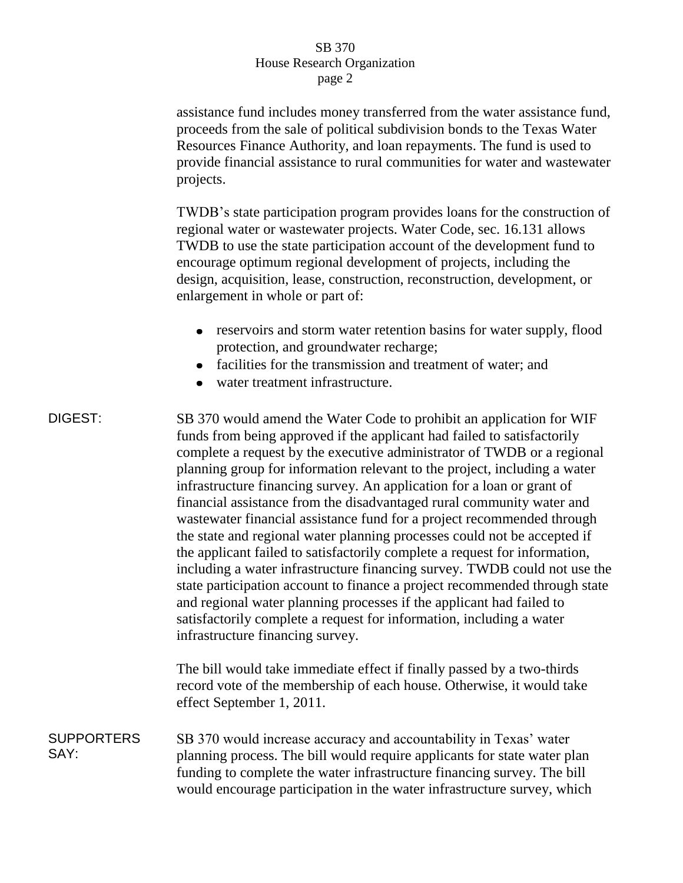assistance fund includes money transferred from the water assistance fund, proceeds from the sale of political subdivision bonds to the Texas Water Resources Finance Authority, and loan repayments. The fund is used to provide financial assistance to rural communities for water and wastewater projects.

TWDB's state participation program provides loans for the construction of regional water or wastewater projects. Water Code, sec. 16.131 allows TWDB to use the state participation account of the development fund to encourage optimum regional development of projects, including the design, acquisition, lease, construction, reconstruction, development, or enlargement in whole or part of:

- reservoirs and storm water retention basins for water supply, flood protection, and groundwater recharge;
- facilities for the transmission and treatment of water; and
- water treatment infrastructure.

**DIGEST:**

SB 370 would amend the Water Code to prohibit an application for WIF funds from being approved if the applicant had failed to satisfactorily complete a request by the executive administrator of TWDB or a regional planning group for information relevant to the project, including a water infrastructure financing survey. An application for a loan or grant of financial assistance from the disadvantaged rural community water and wastewater financial assistance fund for a project recommended through the state and regional water planning processes could not be accepted if the applicant failed to satisfactorily complete a request for information, including a water infrastructure financing survey. TWDB could not use the state participation account to finance a project recommended through state and regional water planning processes if the applicant had failed to satisfactorily complete a request for information, including a water infrastructure financing survey.

The bill would take immediate effect if finally passed by a two-thirds record vote of the membership of each house. Otherwise, it would take effect September 1, 2011.

**SUPPORTERS SAY:**

SB 370 would increase accuracy and accountability in Texas' water planning process. The bill would require applicants for state water plan funding to complete the water infrastructure financing survey. The bill would encourage participation in the water infrastructure survey, which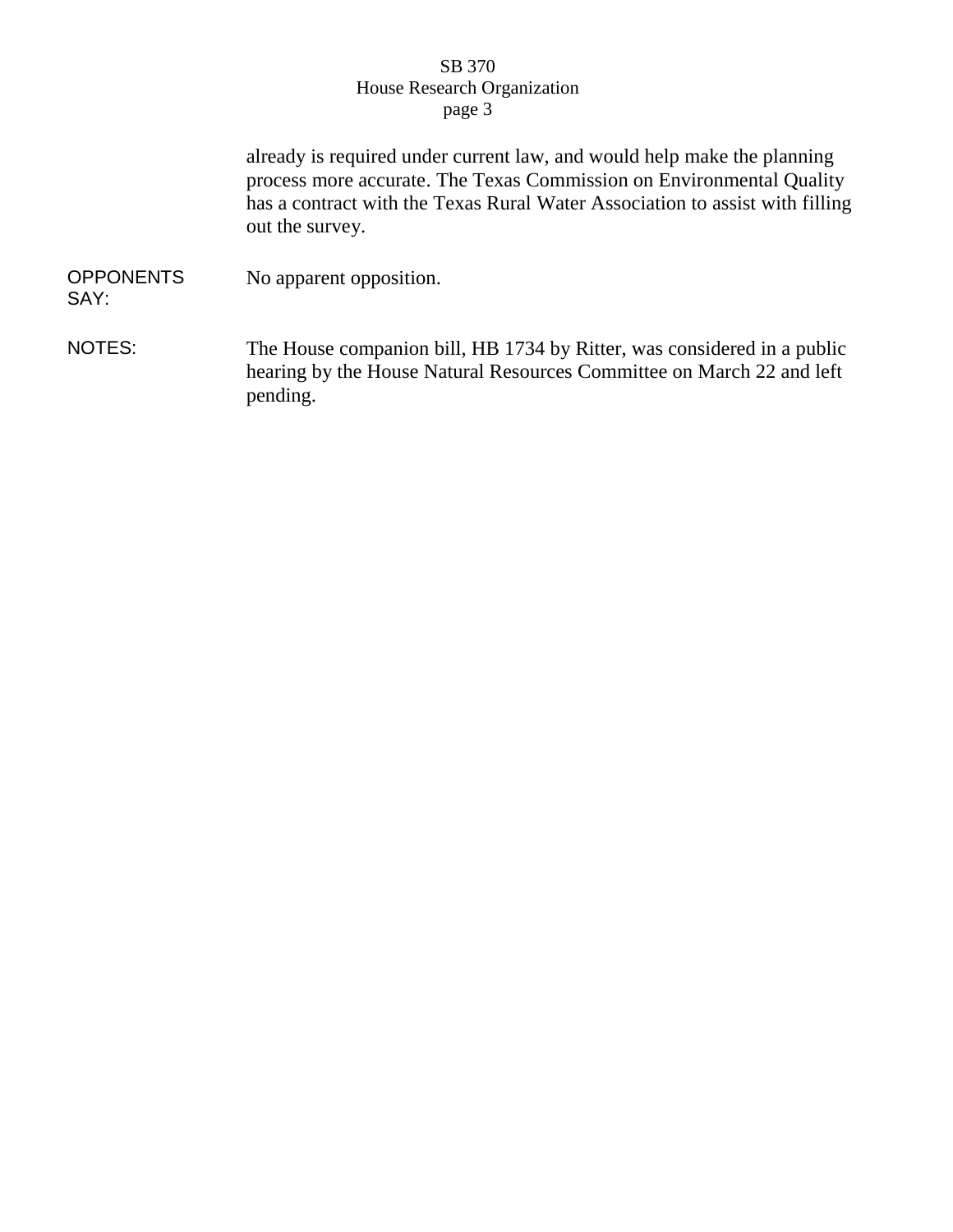already is required under current law, and would help make the planning process more accurate. The Texas Commission on Environmental Quality has a contract with the Texas Rural Water Association to assist with filling out the survey.

**OPPONENTS SAY:** No apparent opposition.

**NOTES:** The House companion bill, HB 1734 by Ritter, was considered in a public hearing by the House Natural Resources Committee on March 22 and left pending.